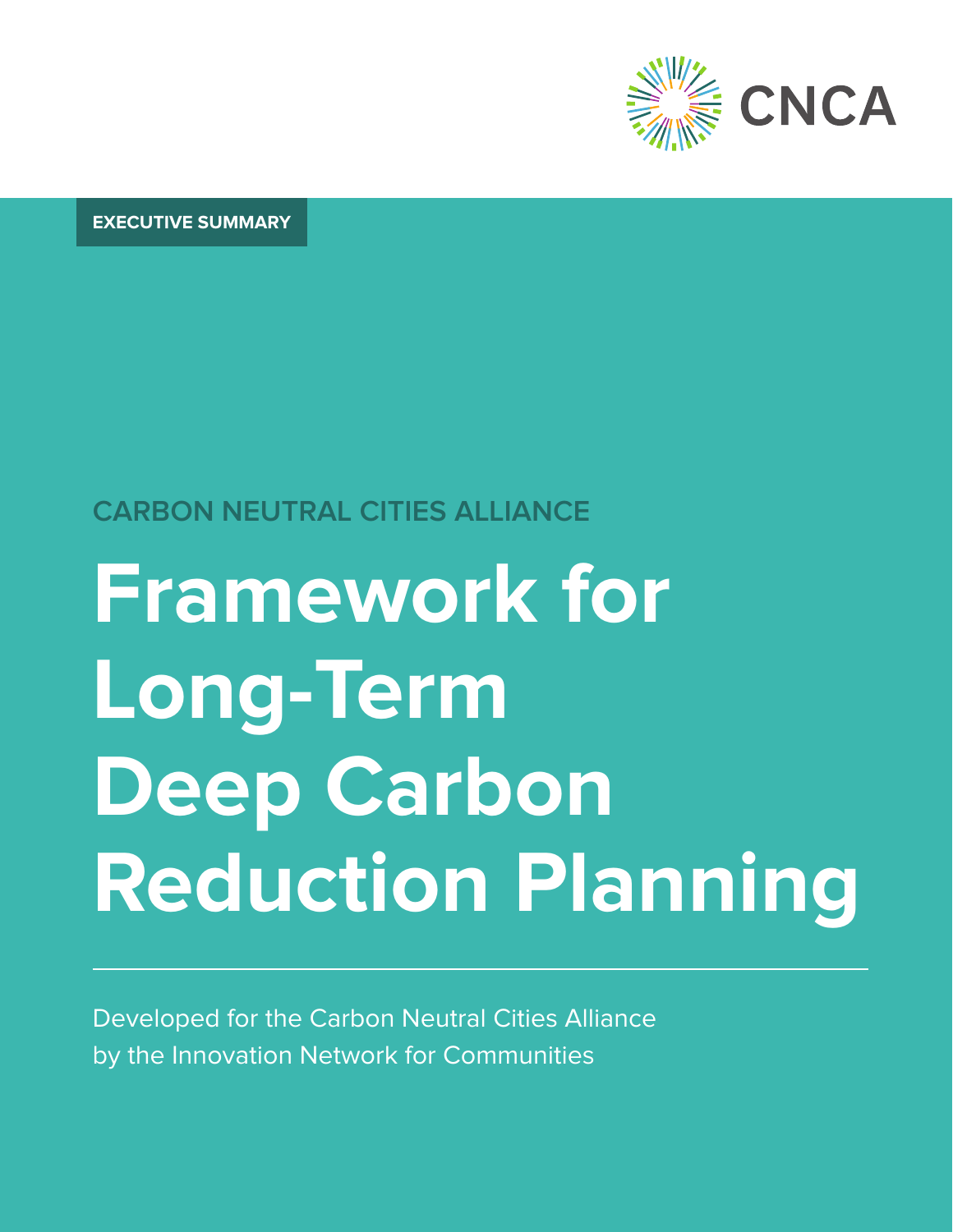CNCA

EXECUTIVE SUMMARY

CARBON NEUTRAL CITIES ALLIANCE

# Framework for Long-Term Deep Carbon Reduction Planning

Developed for the Carbon Neutral Cities Alliance by the Innovation Network for Communities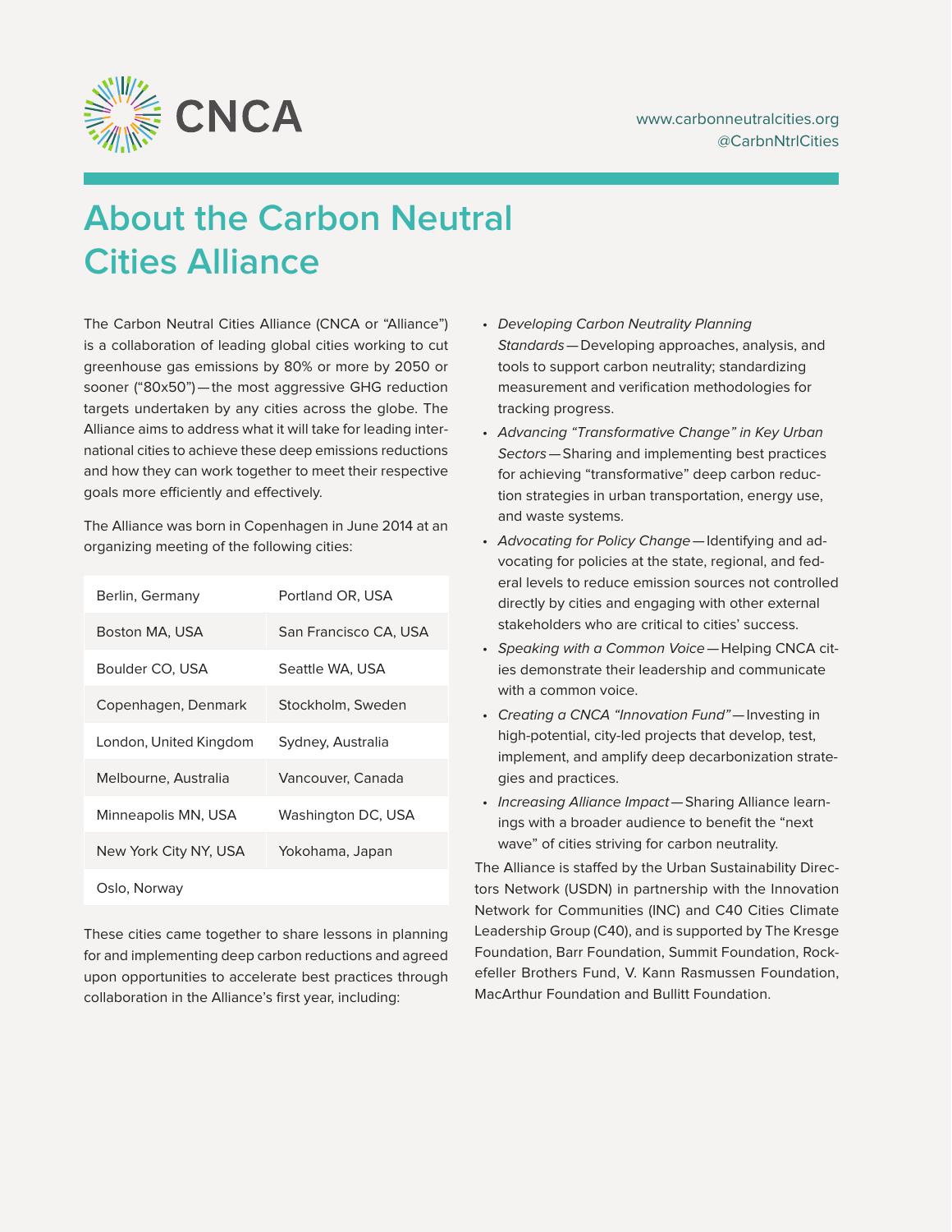CNCA

www.carbonneutralcities.org
@CarbnNtrlCities

# About the Carbon Neutral Cities Alliance

The Carbon Neutral Cities Alliance (CNCA or "Alliance") is a collaboration of leading global cities working to cut greenhouse gas emissions by 80% or more by 2050 or sooner ("80x50")—the most aggressive GHG reduction targets undertaken by any cities across the globe. The Alliance aims to address what it will take for leading international cities to achieve these deep emissions reductions and how they can work together to meet their respective goals more efficiently and effectively.

The Alliance was born in Copenhagen in June 2014 at an organizing meeting of the following cities:

| | |
|---|---|
| Berlin, Germany | Portland OR, USA |
| Boston MA, USA | San Francisco CA, USA |
| Boulder CO, USA | Seattle WA, USA |
| Copenhagen, Denmark | Stockholm, Sweden |
| London, United Kingdom | Sydney, Australia |
| Melbourne, Australia | Vancouver, Canada |
| Minneapolis MN, USA | Washington DC, USA |
| New York City NY, USA | Yokohama, Japan |
| Oslo, Norway | |

These cities came together to share lessons in planning for and implementing deep carbon reductions and agreed upon opportunities to accelerate best practices through collaboration in the Alliance's first year, including:

- *Developing Carbon Neutrality Planning Standards*—Developing approaches, analysis, and tools to support carbon neutrality; standardizing measurement and verification methodologies for tracking progress.
- *Advancing "Transformative Change" in Key Urban Sectors*—Sharing and implementing best practices for achieving "transformative" deep carbon reduction strategies in urban transportation, energy use, and waste systems.
- *Advocating for Policy Change*—Identifying and advocating for policies at the state, regional, and federal levels to reduce emission sources not controlled directly by cities and engaging with other external stakeholders who are critical to cities' success.
- *Speaking with a Common Voice*—Helping CNCA cities demonstrate their leadership and communicate with a common voice.
- *Creating a CNCA "Innovation Fund"*—Investing in high-potential, city-led projects that develop, test, implement, and amplify deep decarbonization strategies and practices.
- *Increasing Alliance Impact*—Sharing Alliance learnings with a broader audience to benefit the "next wave" of cities striving for carbon neutrality.

The Alliance is staffed by the Urban Sustainability Directors Network (USDN) in partnership with the Innovation Network for Communities (INC) and C40 Cities Climate Leadership Group (C40), and is supported by The Kresge Foundation, Barr Foundation, Summit Foundation, Rockefeller Brothers Fund, V. Kann Rasmussen Foundation, MacArthur Foundation and Bullitt Foundation.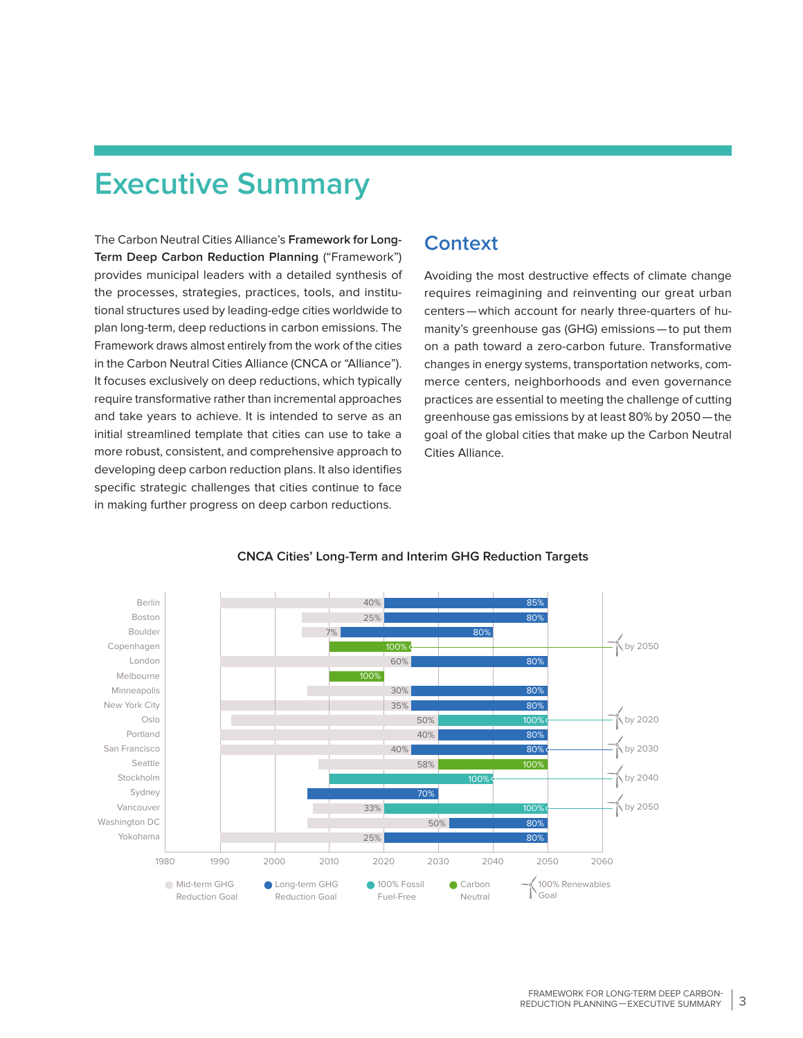# Executive Summary

The Carbon Neutral Cities Alliance's **Framework for Long-Term Deep Carbon Reduction Planning** ("Framework") provides municipal leaders with a detailed synthesis of the processes, strategies, practices, tools, and institutional structures used by leading-edge cities worldwide to plan long-term, deep reductions in carbon emissions. The Framework draws almost entirely from the work of the cities in the Carbon Neutral Cities Alliance (CNCA or "Alliance"). It focuses exclusively on deep reductions, which typically require transformative rather than incremental approaches and take years to achieve. It is intended to serve as an initial streamlined template that cities can use to take a more robust, consistent, and comprehensive approach to developing deep carbon reduction plans. It also identifies specific strategic challenges that cities continue to face in making further progress on deep carbon reductions.

## Context

Avoiding the most destructive effects of climate change requires reimagining and reinventing our great urban centers — which account for nearly three-quarters of humanity's greenhouse gas (GHG) emissions — to put them on a path toward a zero-carbon future. Transformative changes in energy systems, transportation networks, commerce centers, neighborhoods and even governance practices are essential to meeting the challenge of cutting greenhouse gas emissions by at least 80% by 2050 — the goal of the global cities that make up the Carbon Neutral Cities Alliance.

**CNCA Cities' Long-Term and Interim GHG Reduction Targets**

| City | Mid-term GHG Reduction Goal | Long-term Goal | 100% Renewables Goal |
|---|---|---|---|
| Berlin | 40% | 85% (Long-term GHG Reduction Goal) | |
| Boston | 25% | 80% (Long-term GHG Reduction Goal) | |
| Boulder | 7% | 80% (Long-term GHG Reduction Goal) | |
| Copenhagen | | 100% (Carbon Neutral) | by 2050 |
| London | 60% | 80% (Long-term GHG Reduction Goal) | |
| Melbourne | | 100% (Carbon Neutral) | |
| Minneapolis | 30% | 80% (Long-term GHG Reduction Goal) | |
| New York City | 35% | 80% (Long-term GHG Reduction Goal) | |
| Oslo | 50% | 100% (100% Fossil Fuel-Free) | by 2020 |
| Portland | 40% | 80% (Long-term GHG Reduction Goal) | |
| San Francisco | 40% | 80% (Long-term GHG Reduction Goal) | by 2030 |
| Seattle | 58% | 100% (Carbon Neutral) | |
| Stockholm | | 100% (100% Fossil Fuel-Free) | by 2040 |
| Sydney | | 70% (Long-term GHG Reduction Goal) | |
| Vancouver | 33% | 100% (100% Fossil Fuel-Free) | by 2050 |
| Washington DC | 50% | 80% (Long-term GHG Reduction Goal) | |
| Yokohama | 25% | 80% (Long-term GHG Reduction Goal) | |

Timeline axis: 1980 – 2060. Legend: Mid-term GHG Reduction Goal; Long-term GHG Reduction Goal; 100% Fossil Fuel-Free; Carbon Neutral; 100% Renewables Goal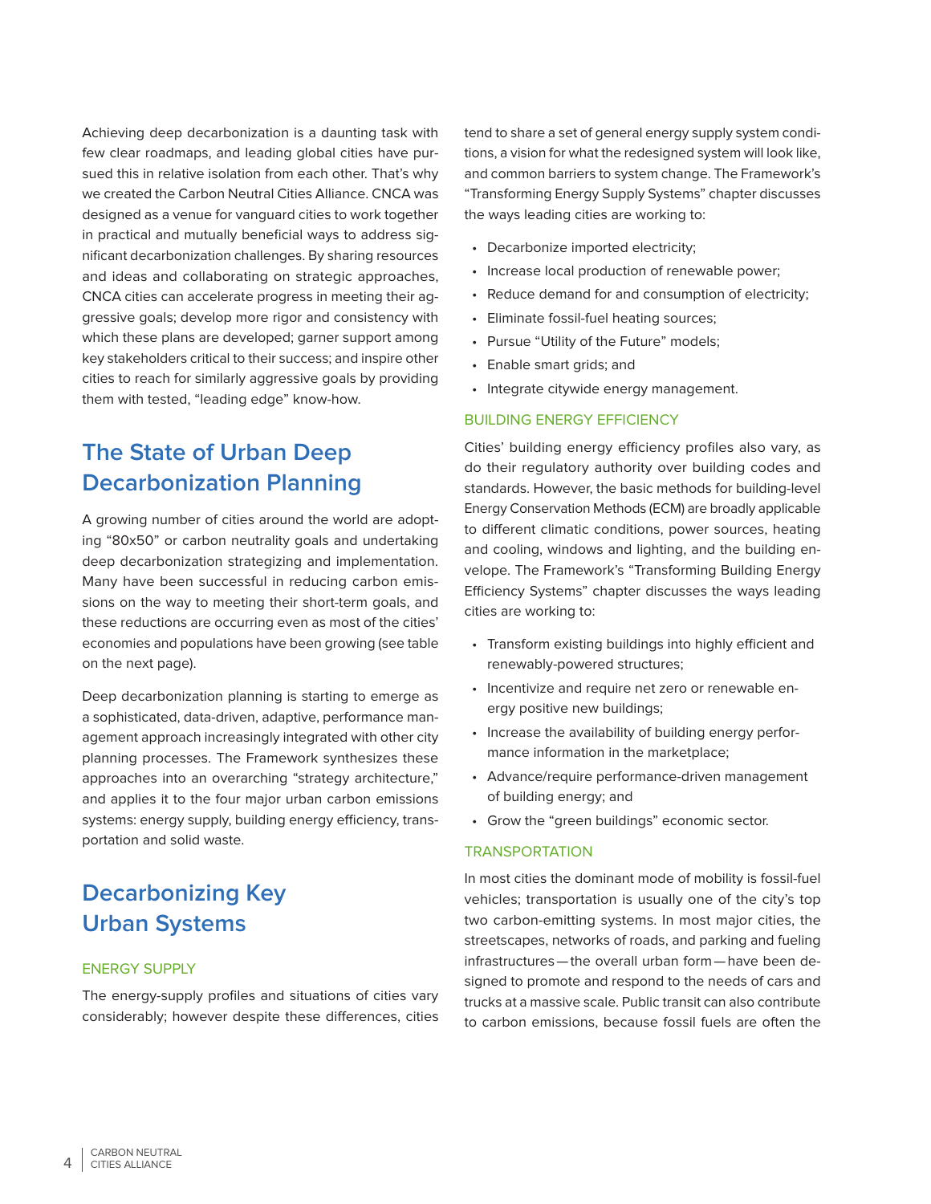Achieving deep decarbonization is a daunting task with few clear roadmaps, and leading global cities have pursued this in relative isolation from each other. That's why we created the Carbon Neutral Cities Alliance. CNCA was designed as a venue for vanguard cities to work together in practical and mutually beneficial ways to address significant decarbonization challenges. By sharing resources and ideas and collaborating on strategic approaches, CNCA cities can accelerate progress in meeting their aggressive goals; develop more rigor and consistency with which these plans are developed; garner support among key stakeholders critical to their success; and inspire other cities to reach for similarly aggressive goals by providing them with tested, "leading edge" know-how.

## The State of Urban Deep Decarbonization Planning

A growing number of cities around the world are adopting "80x50" or carbon neutrality goals and undertaking deep decarbonization strategizing and implementation. Many have been successful in reducing carbon emissions on the way to meeting their short-term goals, and these reductions are occurring even as most of the cities' economies and populations have been growing (see table on the next page).

Deep decarbonization planning is starting to emerge as a sophisticated, data-driven, adaptive, performance management approach increasingly integrated with other city planning processes. The Framework synthesizes these approaches into an overarching "strategy architecture," and applies it to the four major urban carbon emissions systems: energy supply, building energy efficiency, transportation and solid waste.

## Decarbonizing Key Urban Systems

### ENERGY SUPPLY

The energy-supply profiles and situations of cities vary considerably; however despite these differences, cities tend to share a set of general energy supply system conditions, a vision for what the redesigned system will look like, and common barriers to system change. The Framework's "Transforming Energy Supply Systems" chapter discusses the ways leading cities are working to:

- Decarbonize imported electricity;
- Increase local production of renewable power;
- Reduce demand for and consumption of electricity;
- Eliminate fossil-fuel heating sources;
- Pursue "Utility of the Future" models;
- Enable smart grids; and
- Integrate citywide energy management.

### BUILDING ENERGY EFFICIENCY

Cities' building energy efficiency profiles also vary, as do their regulatory authority over building codes and standards. However, the basic methods for building-level Energy Conservation Methods (ECM) are broadly applicable to different climatic conditions, power sources, heating and cooling, windows and lighting, and the building envelope. The Framework's "Transforming Building Energy Efficiency Systems" chapter discusses the ways leading cities are working to:

- Transform existing buildings into highly efficient and renewably-powered structures;
- Incentivize and require net zero or renewable energy positive new buildings;
- Increase the availability of building energy performance information in the marketplace;
- Advance/require performance-driven management of building energy; and
- Grow the "green buildings" economic sector.

### TRANSPORTATION

In most cities the dominant mode of mobility is fossil-fuel vehicles; transportation is usually one of the city's top two carbon-emitting systems. In most major cities, the streetscapes, networks of roads, and parking and fueling infrastructures — the overall urban form — have been designed to promote and respond to the needs of cars and trucks at a massive scale. Public transit can also contribute to carbon emissions, because fossil fuels are often the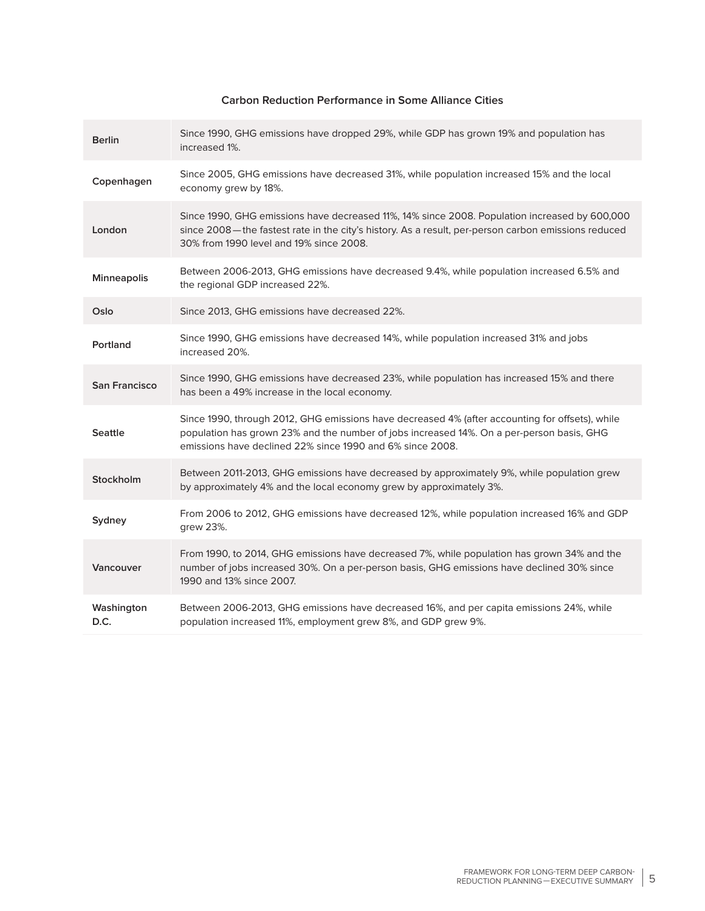### Carbon Reduction Performance in Some Alliance Cities

| City | Performance |
|---|---|
| **Berlin** | Since 1990, GHG emissions have dropped 29%, while GDP has grown 19% and population has increased 1%. |
| **Copenhagen** | Since 2005, GHG emissions have decreased 31%, while population increased 15% and the local economy grew by 18%. |
| **London** | Since 1990, GHG emissions have decreased 11%, 14% since 2008. Population increased by 600,000 since 2008—the fastest rate in the city's history. As a result, per-person carbon emissions reduced 30% from 1990 level and 19% since 2008. |
| **Minneapolis** | Between 2006-2013, GHG emissions have decreased 9.4%, while population increased 6.5% and the regional GDP increased 22%. |
| **Oslo** | Since 2013, GHG emissions have decreased 22%. |
| **Portland** | Since 1990, GHG emissions have decreased 14%, while population increased 31% and jobs increased 20%. |
| **San Francisco** | Since 1990, GHG emissions have decreased 23%, while population has increased 15% and there has been a 49% increase in the local economy. |
| **Seattle** | Since 1990, through 2012, GHG emissions have decreased 4% (after accounting for offsets), while population has grown 23% and the number of jobs increased 14%. On a per-person basis, GHG emissions have declined 22% since 1990 and 6% since 2008. |
| **Stockholm** | Between 2011-2013, GHG emissions have decreased by approximately 9%, while population grew by approximately 4% and the local economy grew by approximately 3%. |
| **Sydney** | From 2006 to 2012, GHG emissions have decreased 12%, while population increased 16% and GDP grew 23%. |
| **Vancouver** | From 1990, to 2014, GHG emissions have decreased 7%, while population has grown 34% and the number of jobs increased 30%. On a per-person basis, GHG emissions have declined 30% since 1990 and 13% since 2007. |
| **Washington D.C.** | Between 2006-2013, GHG emissions have decreased 16%, and per capita emissions 24%, while population increased 11%, employment grew 8%, and GDP grew 9%. |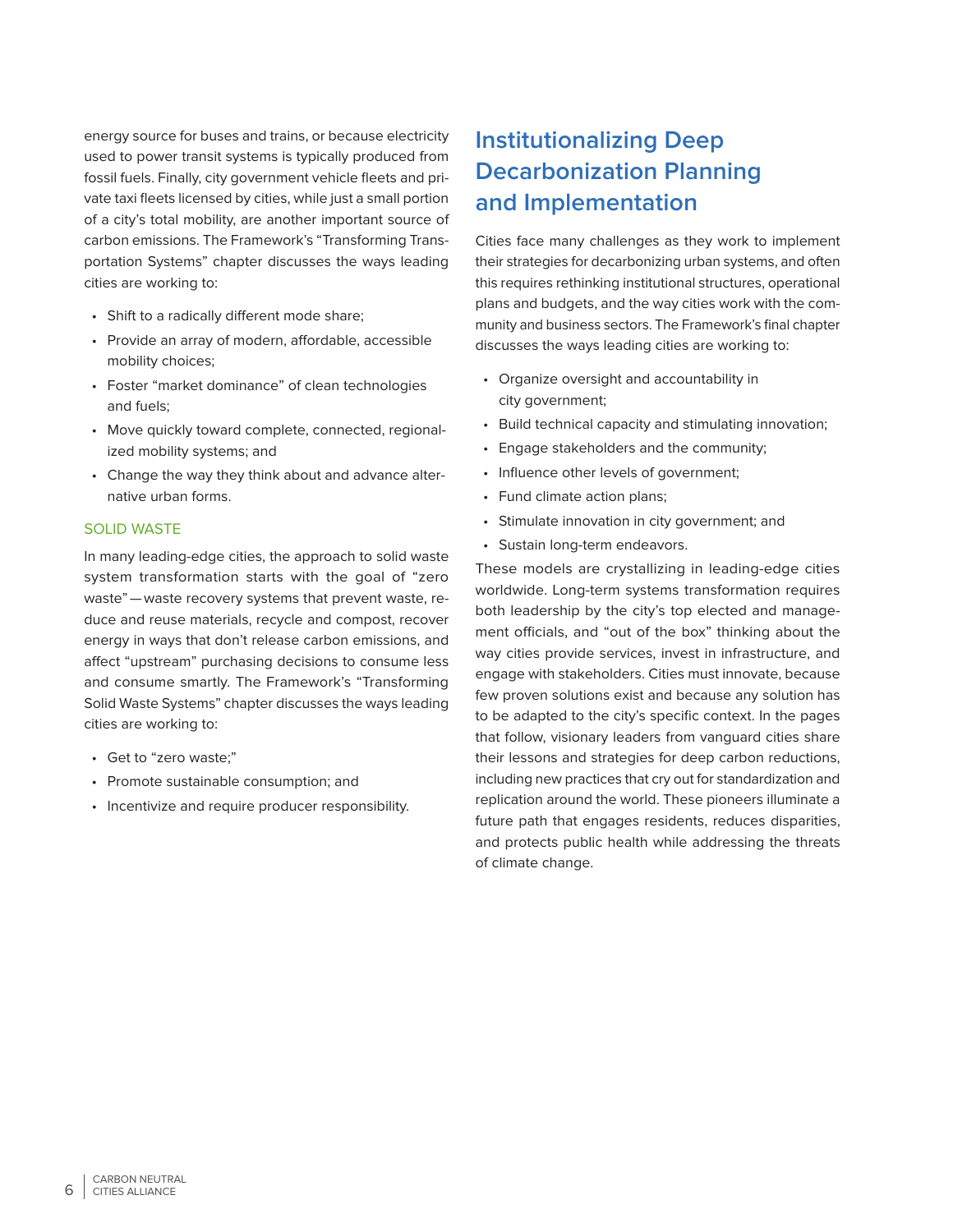energy source for buses and trains, or because electricity used to power transit systems is typically produced from fossil fuels. Finally, city government vehicle fleets and private taxi fleets licensed by cities, while just a small portion of a city's total mobility, are another important source of carbon emissions. The Framework's "Transforming Transportation Systems" chapter discusses the ways leading cities are working to:

- Shift to a radically different mode share;
- Provide an array of modern, affordable, accessible mobility choices;
- Foster "market dominance" of clean technologies and fuels;
- Move quickly toward complete, connected, regionalized mobility systems; and
- Change the way they think about and advance alternative urban forms.

### SOLID WASTE

In many leading-edge cities, the approach to solid waste system transformation starts with the goal of "zero waste"—waste recovery systems that prevent waste, reduce and reuse materials, recycle and compost, recover energy in ways that don't release carbon emissions, and affect "upstream" purchasing decisions to consume less and consume smartly. The Framework's "Transforming Solid Waste Systems" chapter discusses the ways leading cities are working to:

- Get to "zero waste;"
- Promote sustainable consumption; and
- Incentivize and require producer responsibility.

## Institutionalizing Deep Decarbonization Planning and Implementation

Cities face many challenges as they work to implement their strategies for decarbonizing urban systems, and often this requires rethinking institutional structures, operational plans and budgets, and the way cities work with the community and business sectors. The Framework's final chapter discusses the ways leading cities are working to:

- Organize oversight and accountability in city government;
- Build technical capacity and stimulating innovation;
- Engage stakeholders and the community;
- Influence other levels of government;
- Fund climate action plans;
- Stimulate innovation in city government; and
- Sustain long-term endeavors.

These models are crystallizing in leading-edge cities worldwide. Long-term systems transformation requires both leadership by the city's top elected and management officials, and "out of the box" thinking about the way cities provide services, invest in infrastructure, and engage with stakeholders. Cities must innovate, because few proven solutions exist and because any solution has to be adapted to the city's specific context. In the pages that follow, visionary leaders from vanguard cities share their lessons and strategies for deep carbon reductions, including new practices that cry out for standardization and replication around the world. These pioneers illuminate a future path that engages residents, reduces disparities, and protects public health while addressing the threats of climate change.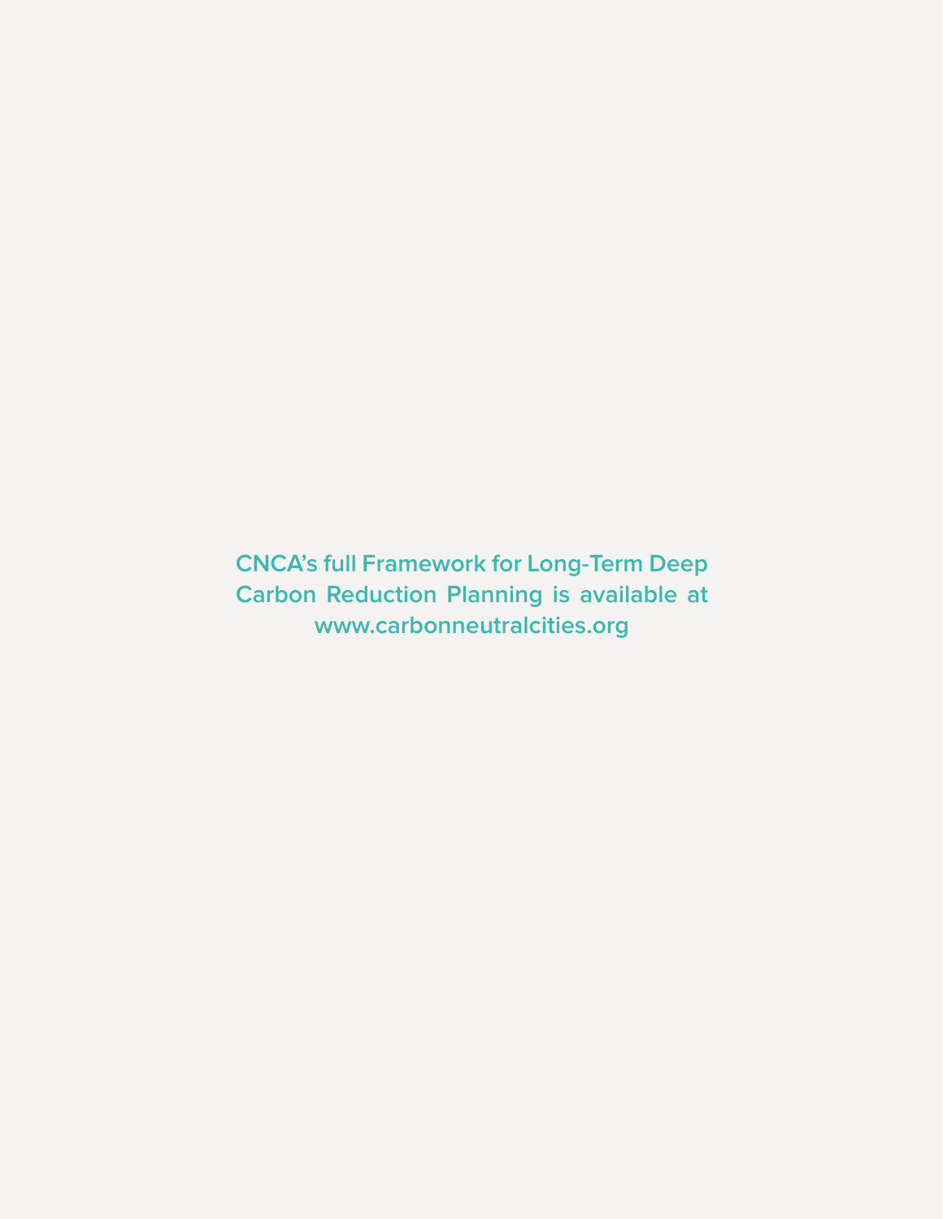**CNCA's full Framework for Long-Term Deep Carbon Reduction Planning is available at www.carbonneutralcities.org**